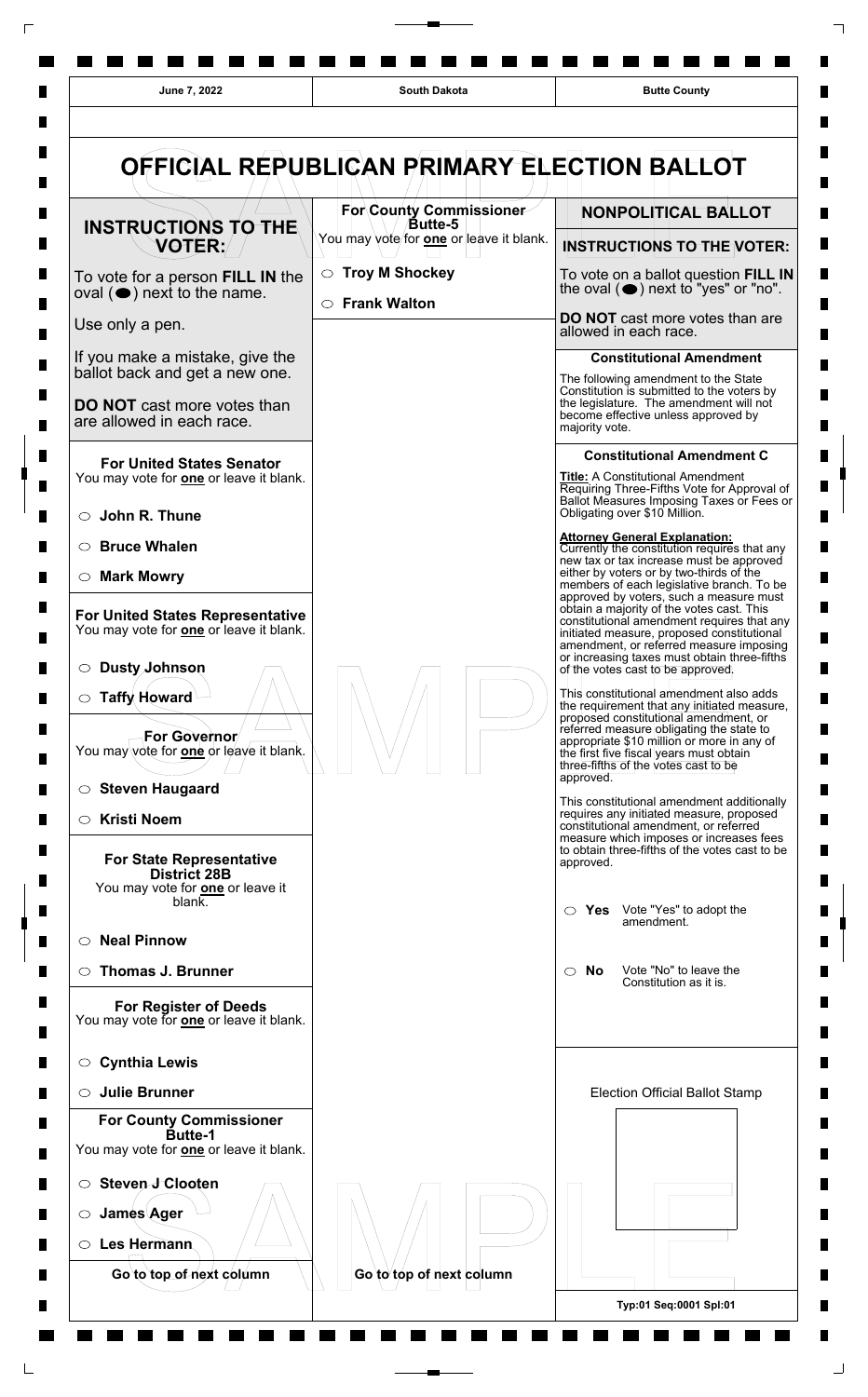| June 7, 2022 | South Dakota | Butte County |
|---|---|---|

# OFFICIAL REPUBLICAN PRIMARY ELECTION BALLOT

## INSTRUCTIONS TO THE VOTER:

To vote for a person **FILL IN** the oval (⬬) next to the name.

Use only a pen.

If you make a mistake, give the ballot back and get a new one.

**DO NOT** cast more votes than are allowed in each race.

### For United States Senator
You may vote for **one** or leave it blank.

- ○ **John R. Thune**
- ○ **Bruce Whalen**
- ○ **Mark Mowry**

### For United States Representative
You may vote for **one** or leave it blank.

- ○ **Dusty Johnson**
- ○ **Taffy Howard**

### For Governor
You may vote for **one** or leave it blank.

- ○ **Steven Haugaard**
- ○ **Kristi Noem**

### For State Representative District 28B
You may vote for **one** or leave it blank.

- ○ **Neal Pinnow**
- ○ **Thomas J. Brunner**

### For Register of Deeds
You may vote for **one** or leave it blank.

- ○ **Cynthia Lewis**
- ○ **Julie Brunner**

### For County Commissioner Butte-1
You may vote for **one** or leave it blank.

- ○ **Steven J Clooten**
- ○ **James Ager**
- ○ **Les Hermann**

**Go to top of next column**

### For County Commissioner Butte-5
You may vote for **one** or leave it blank.

- ○ **Troy M Shockey**
- ○ **Frank Walton**

**Go to top of next column**

## NONPOLITICAL BALLOT

### INSTRUCTIONS TO THE VOTER:

To vote on a ballot question **FILL IN** the oval (⬬) next to "yes" or "no".

**DO NOT** cast more votes than are allowed in each race.

### Constitutional Amendment

The following amendment to the State Constitution is submitted to the voters by the legislature. The amendment will not become effective unless approved by majority vote.

### Constitutional Amendment C

**Title:** A Constitutional Amendment Requiring Three-Fifths Vote for Approval of Ballot Measures Imposing Taxes or Fees or Obligating over $10 Million.

**Attorney General Explanation:**
Currently the constitution requires that any new tax or tax increase must be approved either by voters or by two-thirds of the members of each legislative branch. To be approved by voters, such a measure must obtain a majority of the votes cast. This constitutional amendment requires that any initiated measure, proposed constitutional amendment, or referred measure imposing or increasing taxes must obtain three-fifths of the votes cast to be approved.

This constitutional amendment also adds the requirement that any initiated measure, proposed constitutional amendment, or referred measure obligating the state to appropriate $10 million or more in any of the first five fiscal years must obtain three-fifths of the votes cast to be approved.

This constitutional amendment additionally requires any initiated measure, proposed constitutional amendment, or referred measure which imposes or increases fees to obtain three-fifths of the votes cast to be approved.

- ○ **Yes** Vote "Yes" to adopt the amendment.
- ○ **No** Vote "No" to leave the Constitution as it is.

Election Official Ballot Stamp

Typ:01 Seq:0001 Spl:01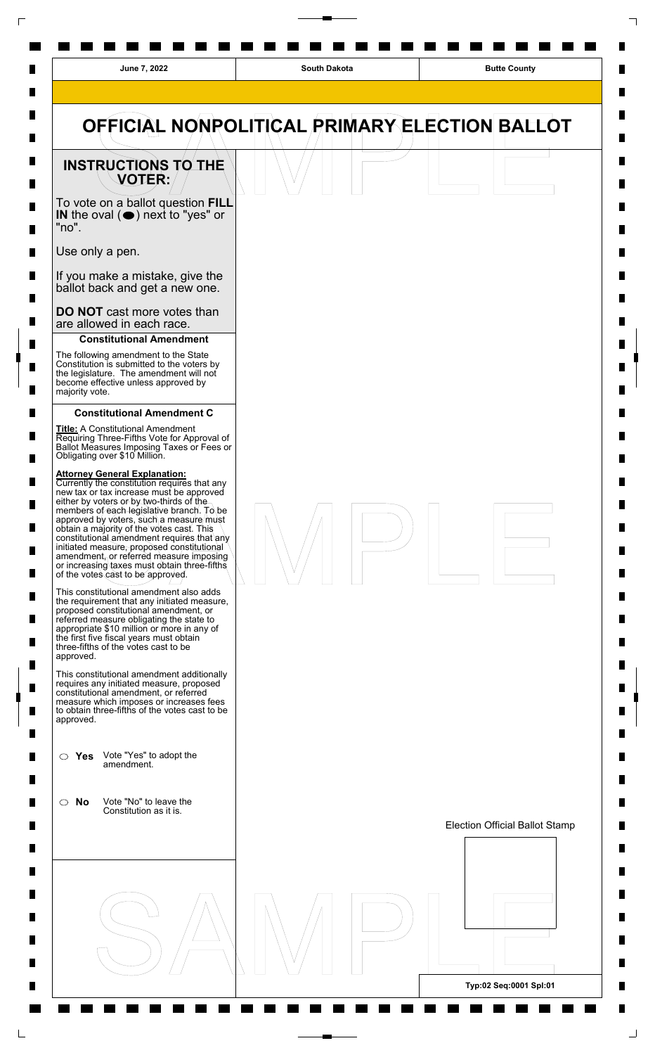| June 7, 2022 | South Dakota | Butte County |
| --- | --- | --- |

# OFFICIAL NONPOLITICAL PRIMARY ELECTION BALLOT

## INSTRUCTIONS TO THE VOTER:

To vote on a ballot question **FILL IN** the oval (⬬) next to "yes" or "no".

Use only a pen.

If you make a mistake, give the ballot back and get a new one.

**DO NOT** cast more votes than are allowed in each race.

### Constitutional Amendment

The following amendment to the State Constitution is submitted to the voters by the legislature. The amendment will not become effective unless approved by majority vote.

### Constitutional Amendment C

**Title:** A Constitutional Amendment Requiring Three-Fifths Vote for Approval of Ballot Measures Imposing Taxes or Fees or Obligating over $10 Million.

**Attorney General Explanation:**
Currently the constitution requires that any new tax or tax increase must be approved either by voters or by two-thirds of the members of each legislative branch. To be approved by voters, such a measure must obtain a majority of the votes cast. This constitutional amendment requires that any initiated measure, proposed constitutional amendment, or referred measure imposing or increasing taxes must obtain three-fifths of the votes cast to be approved.

This constitutional amendment also adds the requirement that any initiated measure, proposed constitutional amendment, or referred measure obligating the state to appropriate $10 million or more in any of the first five fiscal years must obtain three-fifths of the votes cast to be approved.

This constitutional amendment additionally requires any initiated measure, proposed constitutional amendment, or referred measure which imposes or increases fees to obtain three-fifths of the votes cast to be approved.

○ **Yes** Vote "Yes" to adopt the amendment.

○ **No** Vote "No" to leave the Constitution as it is.

Election Official Ballot Stamp

Typ:02 Seq:0001 Spl:01